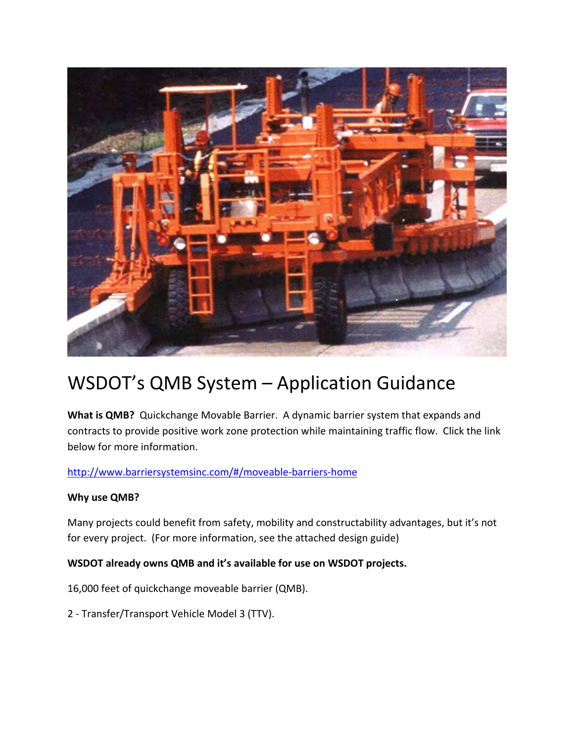# WSDOT's QMB System – Application Guidance

**What is QMB?** Quickchange Movable Barrier. A dynamic barrier system that expands and contracts to provide positive work zone protection while maintaining traffic flow. Click the link below for more information.

http://www.barriersystemsinc.com/#/moveable-barriers-home

**Why use QMB?**

Many projects could benefit from safety, mobility and constructability advantages, but it's not for every project. (For more information, see the attached design guide)

**WSDOT already owns QMB and it's available for use on WSDOT projects.**

16,000 feet of quickchange moveable barrier (QMB).

2 - Transfer/Transport Vehicle Model 3 (TTV).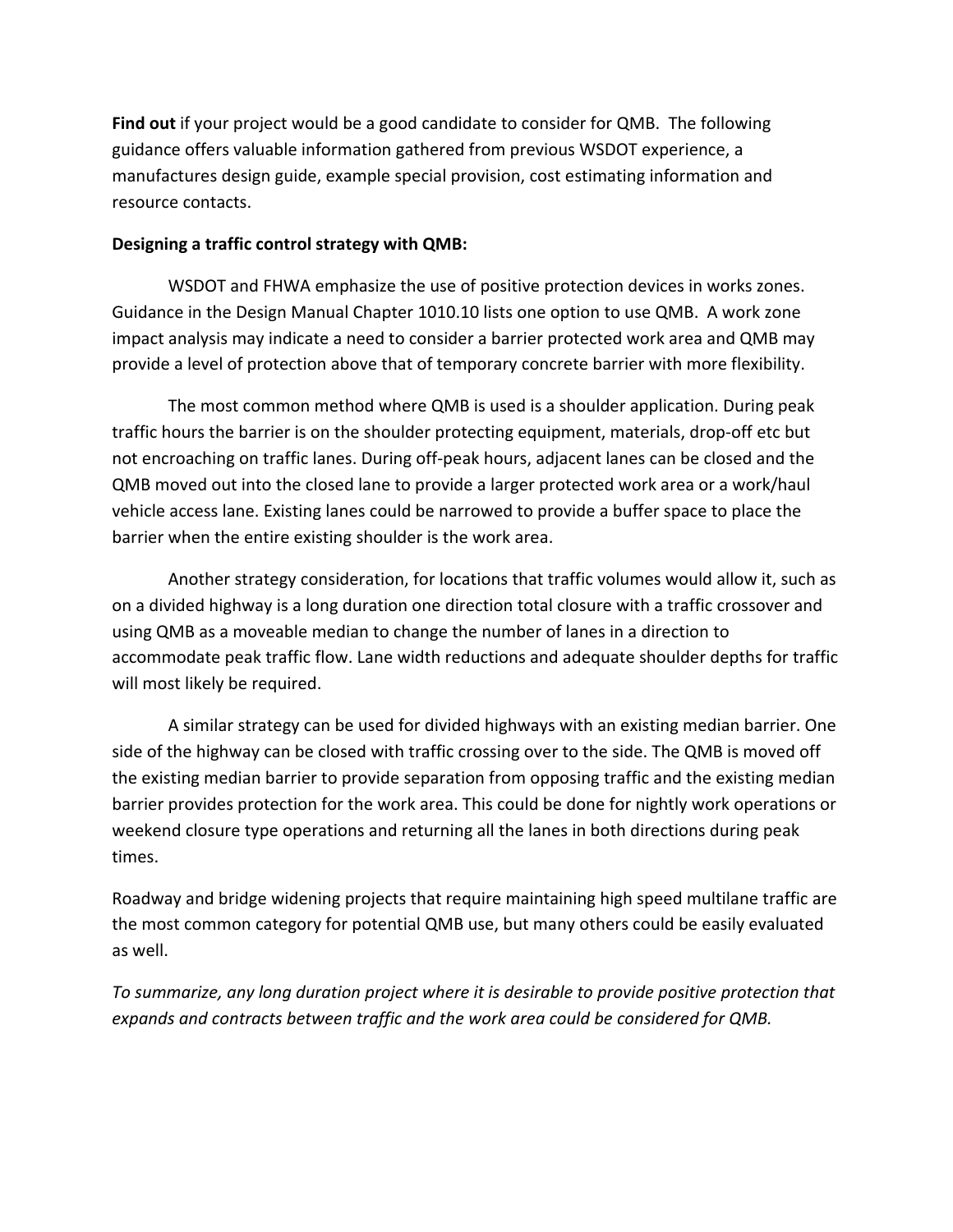**Find out** if your project would be a good candidate to consider for QMB. The following guidance offers valuable information gathered from previous WSDOT experience, a manufactures design guide, example special provision, cost estimating information and resource contacts.

**Designing a traffic control strategy with QMB:**

WSDOT and FHWA emphasize the use of positive protection devices in works zones. Guidance in the Design Manual Chapter 1010.10 lists one option to use QMB. A work zone impact analysis may indicate a need to consider a barrier protected work area and QMB may provide a level of protection above that of temporary concrete barrier with more flexibility.

The most common method where QMB is used is a shoulder application. During peak traffic hours the barrier is on the shoulder protecting equipment, materials, drop-off etc but not encroaching on traffic lanes. During off-peak hours, adjacent lanes can be closed and the QMB moved out into the closed lane to provide a larger protected work area or a work/haul vehicle access lane. Existing lanes could be narrowed to provide a buffer space to place the barrier when the entire existing shoulder is the work area.

Another strategy consideration, for locations that traffic volumes would allow it, such as on a divided highway is a long duration one direction total closure with a traffic crossover and using QMB as a moveable median to change the number of lanes in a direction to accommodate peak traffic flow. Lane width reductions and adequate shoulder depths for traffic will most likely be required.

A similar strategy can be used for divided highways with an existing median barrier. One side of the highway can be closed with traffic crossing over to the side. The QMB is moved off the existing median barrier to provide separation from opposing traffic and the existing median barrier provides protection for the work area. This could be done for nightly work operations or weekend closure type operations and returning all the lanes in both directions during peak times.

Roadway and bridge widening projects that require maintaining high speed multilane traffic are the most common category for potential QMB use, but many others could be easily evaluated as well.

*To summarize, any long duration project where it is desirable to provide positive protection that expands and contracts between traffic and the work area could be considered for QMB.*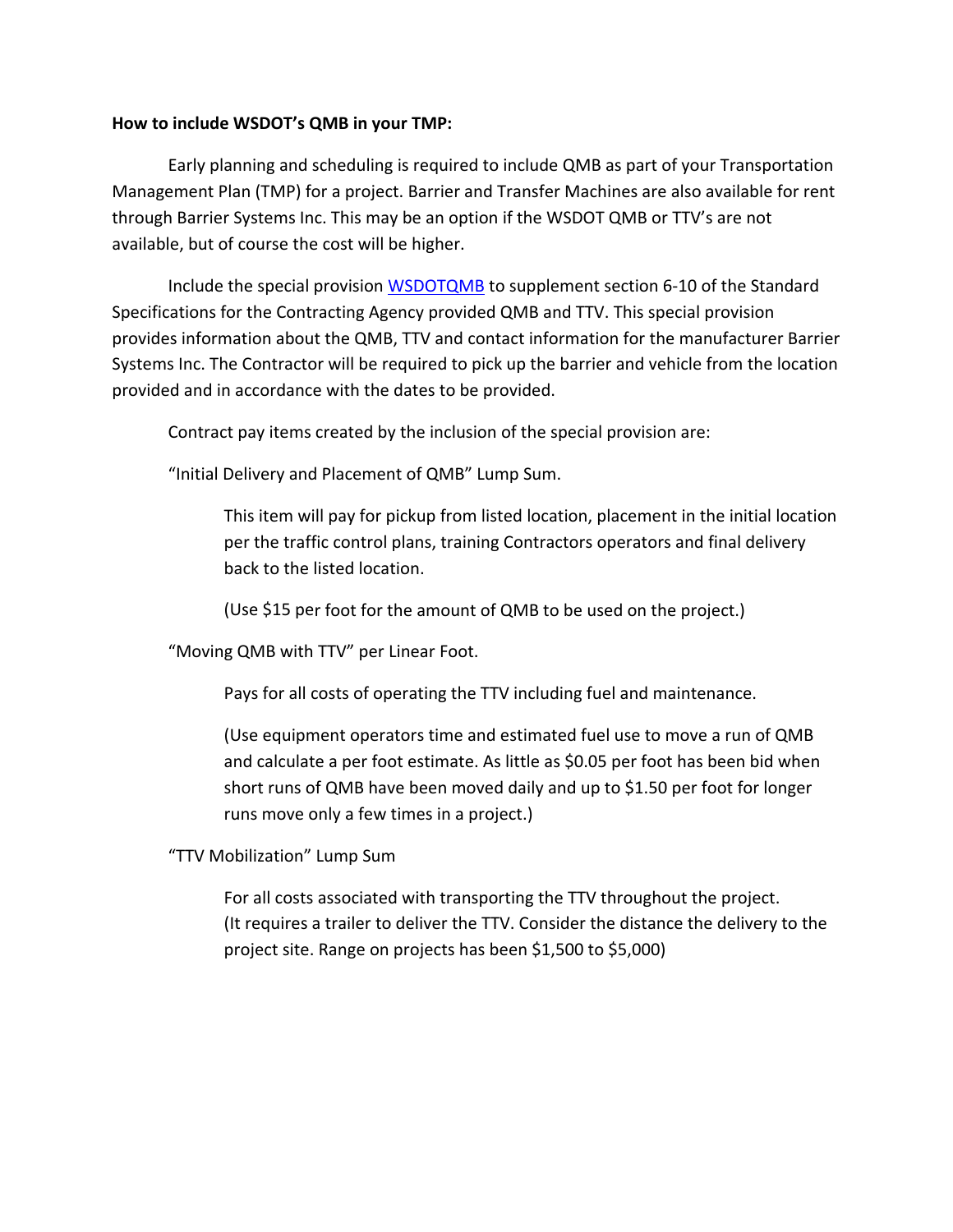**How to include WSDOT's QMB in your TMP:**

Early planning and scheduling is required to include QMB as part of your Transportation Management Plan (TMP) for a project. Barrier and Transfer Machines are also available for rent through Barrier Systems Inc. This may be an option if the WSDOT QMB or TTV's are not available, but of course the cost will be higher.

Include the special provision WSDOTQMB to supplement section 6-10 of the Standard Specifications for the Contracting Agency provided QMB and TTV. This special provision provides information about the QMB, TTV and contact information for the manufacturer Barrier Systems Inc. The Contractor will be required to pick up the barrier and vehicle from the location provided and in accordance with the dates to be provided.

Contract pay items created by the inclusion of the special provision are:

"Initial Delivery and Placement of QMB" Lump Sum.

> This item will pay for pickup from listed location, placement in the initial location per the traffic control plans, training Contractors operators and final delivery back to the listed location.
>
> (Use $15 per foot for the amount of QMB to be used on the project.)

"Moving QMB with TTV" per Linear Foot.

> Pays for all costs of operating the TTV including fuel and maintenance.
>
> (Use equipment operators time and estimated fuel use to move a run of QMB and calculate a per foot estimate. As little as $0.05 per foot has been bid when short runs of QMB have been moved daily and up to $1.50 per foot for longer runs move only a few times in a project.)

"TTV Mobilization" Lump Sum

> For all costs associated with transporting the TTV throughout the project. (It requires a trailer to deliver the TTV. Consider the distance the delivery to the project site. Range on projects has been $1,500 to $5,000)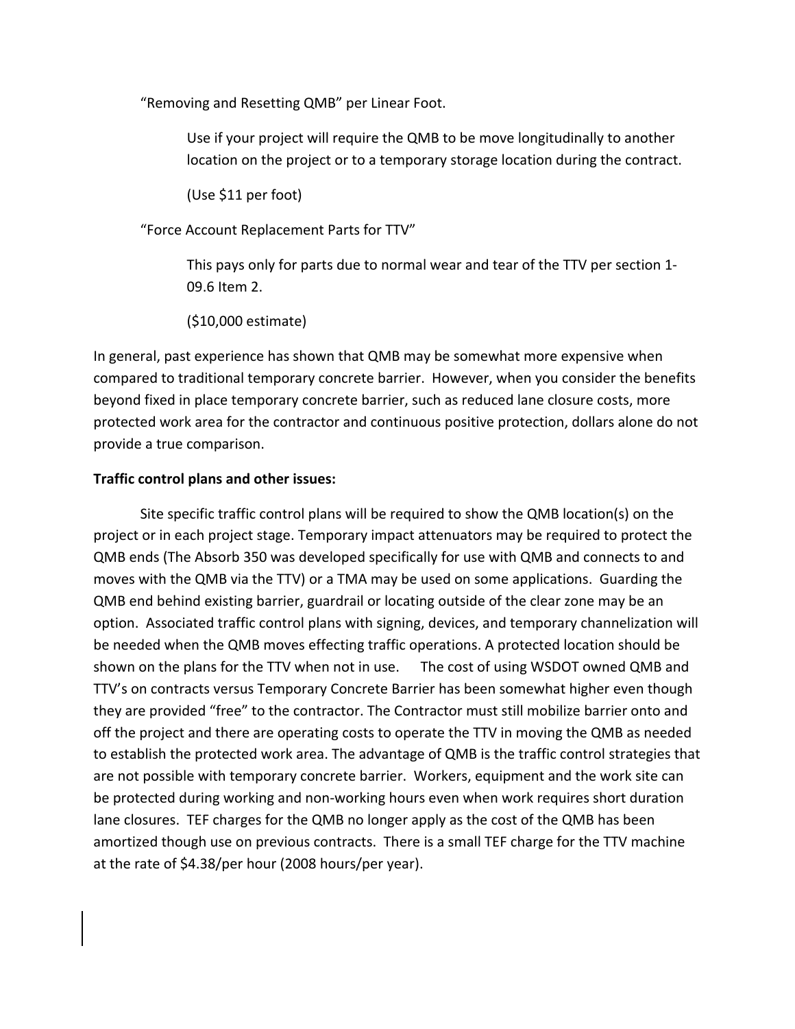"Removing and Resetting QMB" per Linear Foot.

> Use if your project will require the QMB to be move longitudinally to another location on the project or to a temporary storage location during the contract.
>
> (Use $11 per foot)

"Force Account Replacement Parts for TTV"

> This pays only for parts due to normal wear and tear of the TTV per section 1-09.6 Item 2.
>
> ($10,000 estimate)

In general, past experience has shown that QMB may be somewhat more expensive when compared to traditional temporary concrete barrier. However, when you consider the benefits beyond fixed in place temporary concrete barrier, such as reduced lane closure costs, more protected work area for the contractor and continuous positive protection, dollars alone do not provide a true comparison.

**Traffic control plans and other issues:**

Site specific traffic control plans will be required to show the QMB location(s) on the project or in each project stage. Temporary impact attenuators may be required to protect the QMB ends (The Absorb 350 was developed specifically for use with QMB and connects to and moves with the QMB via the TTV) or a TMA may be used on some applications. Guarding the QMB end behind existing barrier, guardrail or locating outside of the clear zone may be an option. Associated traffic control plans with signing, devices, and temporary channelization will be needed when the QMB moves effecting traffic operations. A protected location should be shown on the plans for the TTV when not in use. The cost of using WSDOT owned QMB and TTV's on contracts versus Temporary Concrete Barrier has been somewhat higher even though they are provided "free" to the contractor. The Contractor must still mobilize barrier onto and off the project and there are operating costs to operate the TTV in moving the QMB as needed to establish the protected work area. The advantage of QMB is the traffic control strategies that are not possible with temporary concrete barrier. Workers, equipment and the work site can be protected during working and non-working hours even when work requires short duration lane closures. TEF charges for the QMB no longer apply as the cost of the QMB has been amortized though use on previous contracts. There is a small TEF charge for the TTV machine at the rate of $4.38/per hour (2008 hours/per year).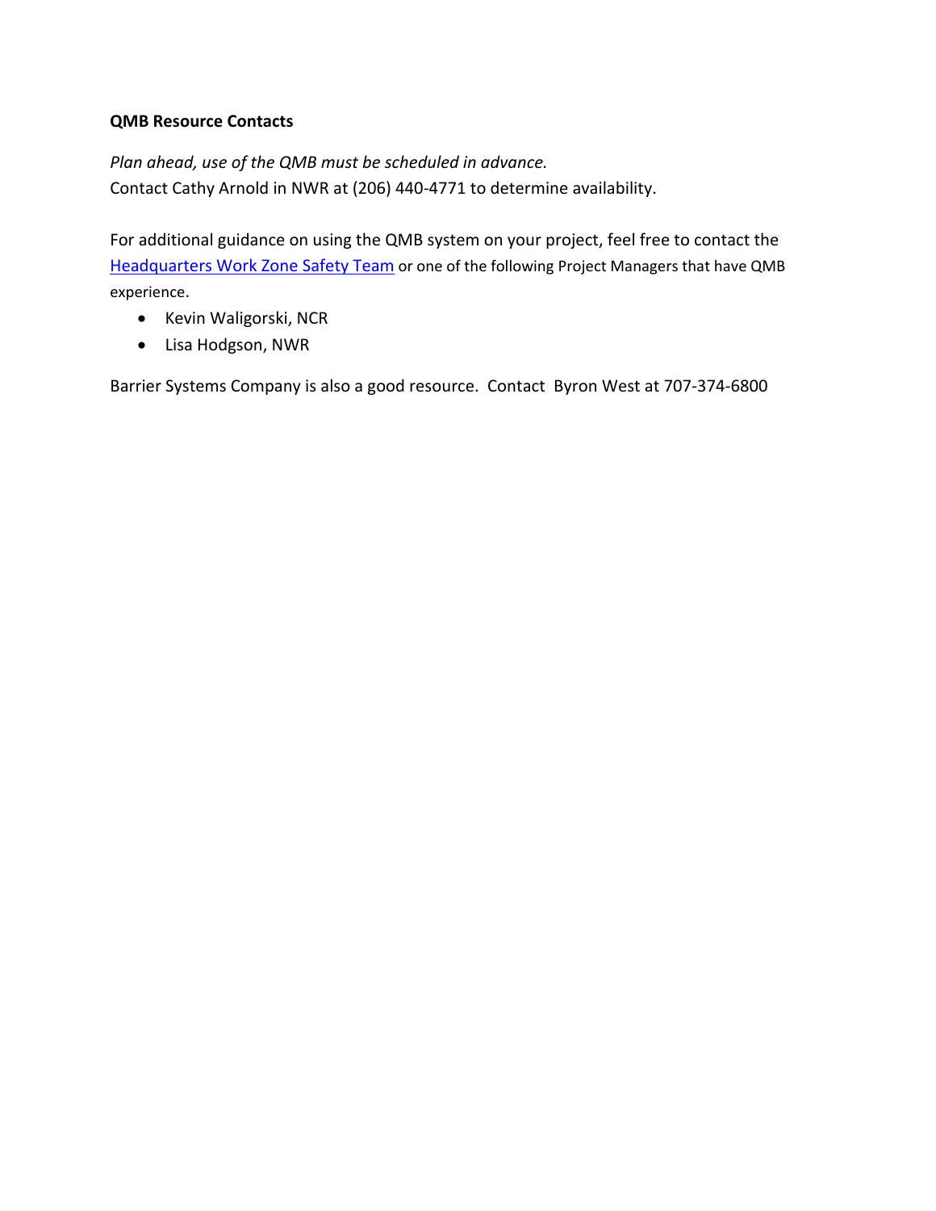**QMB Resource Contacts**

*Plan ahead, use of the QMB must be scheduled in advance.*
Contact Cathy Arnold in NWR at (206) 440-4771 to determine availability.

For additional guidance on using the QMB system on your project, feel free to contact the Headquarters Work Zone Safety Team or one of the following Project Managers that have QMB experience.

- Kevin Waligorski, NCR
- Lisa Hodgson, NWR

Barrier Systems Company is also a good resource. Contact Byron West at 707-374-6800